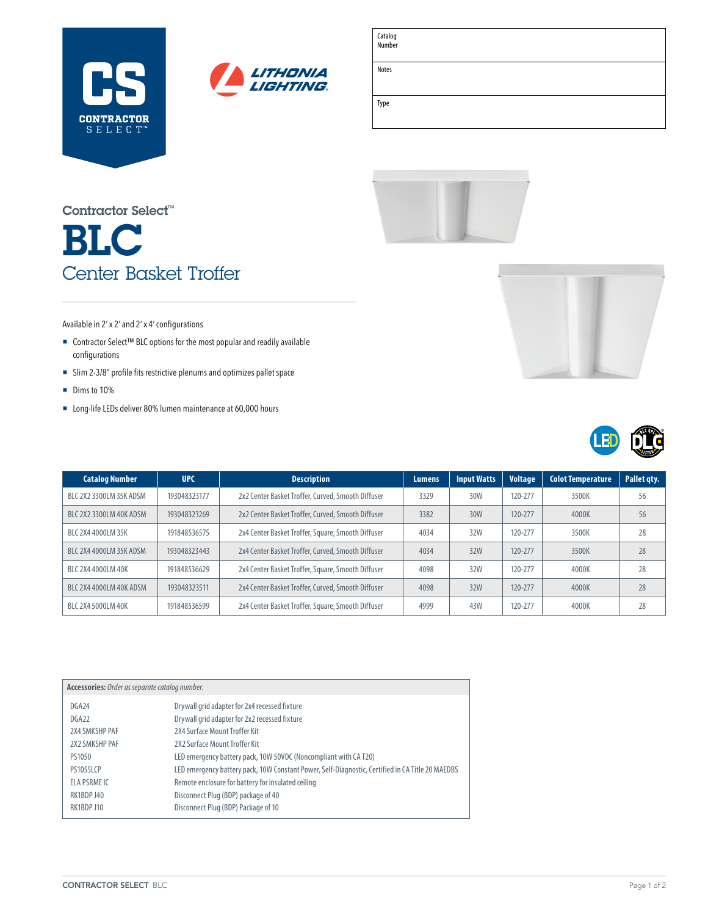CS CONTRACTOR SELECT™

LITHONIA LIGHTING.

| Catalog Number | |
|---|---|
| Notes | |
| Type | |

Contractor Select™

# BLC

## Center Basket Troffer

Available in 2′ x 2′ and 2′ x 4′ configurations

- Contractor Select™ BLC options for the most popular and readily available configurations
- Slim 2-3/8″ profile fits restrictive plenums and optimizes pallet space
- Dims to 10%
- Long-life LEDs deliver 80% lumen maintenance at 60,000 hours

| Catalog Number | UPC | Description | Lumens | Input Watts | Voltage | Colot Temperature | Pallet qty. |
|---|---|---|---|---|---|---|---|
| BLC 2X2 3300LM 35K ADSM | 193048323177 | 2x2 Center Basket Troffer, Curved, Smooth Diffuser | 3329 | 30W | 120-277 | 3500K | 56 |
| BLC 2X2 3300LM 40K ADSM | 193048323269 | 2x2 Center Basket Troffer, Curved, Smooth Diffuser | 3382 | 30W | 120-277 | 4000K | 56 |
| BLC 2X4 4000LM 35K | 191848536575 | 2x4 Center Basket Troffer, Square, Smooth Diffuser | 4034 | 32W | 120-277 | 3500K | 28 |
| BLC 2X4 4000LM 35K ADSM | 193048323443 | 2x4 Center Basket Troffer, Curved, Smooth Diffuser | 4034 | 32W | 120-277 | 3500K | 28 |
| BLC 2X4 4000LM 40K | 191848536629 | 2x4 Center Basket Troffer, Square, Smooth Diffuser | 4098 | 32W | 120-277 | 4000K | 28 |
| BLC 2X4 4000LM 40K ADSM | 193048323511 | 2x4 Center Basket Troffer, Curved, Smooth Diffuser | 4098 | 32W | 120-277 | 4000K | 28 |
| BLC 2X4 5000LM 40K | 191848536599 | 2x4 Center Basket Troffer, Square, Smooth Diffuser | 4999 | 43W | 120-277 | 4000K | 28 |

**Accessories:** *Order as separate catalog number.*

| | |
|---|---|
| DGA24 | Drywall grid adapter for 2x4 recessed fixture |
| DGA22 | Drywall grid adapter for 2x2 recessed fixture |
| 2X4 SMKSHP PAF | 2X4 Surface Mount Troffer Kit |
| 2X2 SMKSHP PAF | 2X2 Surface Mount Troffer Kit |
| PS1050 | LED emergency battery pack, 10W 50VDC (Noncompliant with CA T20) |
| PS1055LCP | LED emergency battery pack, 10W Constant Power, Self-Diagnostic, Certified in CA Title 20 MAEDBS |
| ELA PSRME IC | Remote enclosure for battery for insulated ceiling |
| RK1BDP J40 | Disconnect Plug (BDP) package of 40 |
| RK1BDP J10 | Disconnect Plug (BDP) Package of 10 |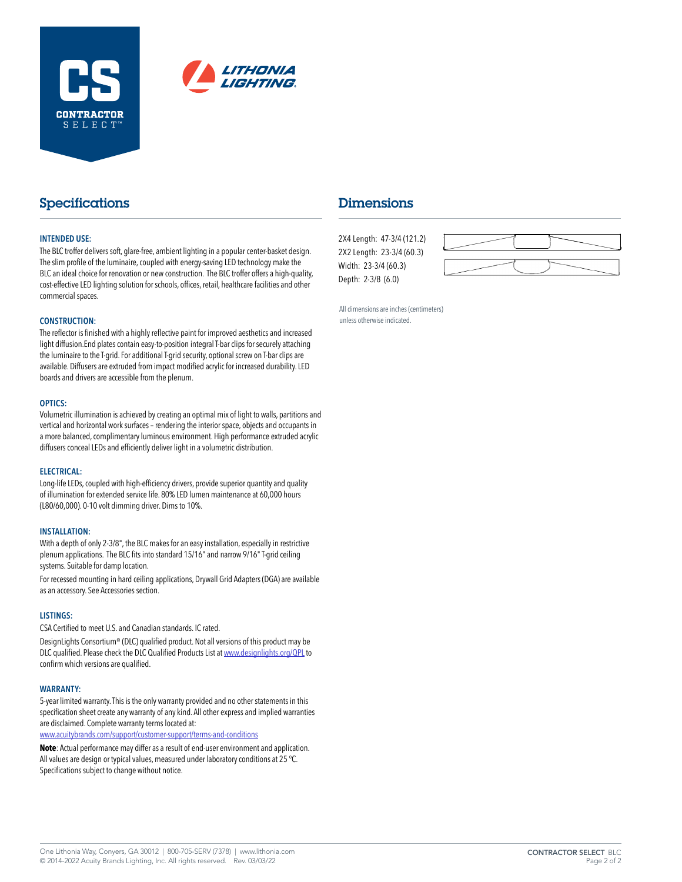CS
CONTRACTOR SELECT™

LITHONIA LIGHTING.

## Specifications

### INTENDED USE:

The BLC troffer delivers soft, glare-free, ambient lighting in a popular center-basket design. The slim profile of the luminaire, coupled with energy-saving LED technology make the BLC an ideal choice for renovation or new construction. The BLC troffer offers a high-quality, cost-effective LED lighting solution for schools, offices, retail, healthcare facilities and other commercial spaces.

### CONSTRUCTION:

The reflector is finished with a highly reflective paint for improved aesthetics and increased light diffusion.End plates contain easy-to-position integral T-bar clips for securely attaching the luminaire to the T-grid. For additional T-grid security, optional screw on T-bar clips are available. Diffusers are extruded from impact modified acrylic for increased durability. LED boards and drivers are accessible from the plenum.

### OPTICS:

Volumetric illumination is achieved by creating an optimal mix of light to walls, partitions and vertical and horizontal work surfaces – rendering the interior space, objects and occupants in a more balanced, complimentary luminous environment. High performance extruded acrylic diffusers conceal LEDs and efficiently deliver light in a volumetric distribution.

### ELECTRICAL:

Long-life LEDs, coupled with high-efficiency drivers, provide superior quantity and quality of illumination for extended service life. 80% LED lumen maintenance at 60,000 hours (L80/60,000). 0-10 volt dimming driver. Dims to 10%.

### INSTALLATION:

With a depth of only 2-3/8", the BLC makes for an easy installation, especially in restrictive plenum applications. The BLC fits into standard 15/16" and narrow 9/16" T-grid ceiling systems. Suitable for damp location.

For recessed mounting in hard ceiling applications, Drywall Grid Adapters (DGA) are available as an accessory. See Accessories section.

### LISTINGS:

CSA Certified to meet U.S. and Canadian standards. IC rated.

DesignLights Consortium® (DLC) qualified product. Not all versions of this product may be DLC qualified. Please check the DLC Qualified Products List at www.designlights.org/QPL to confirm which versions are qualified.

### WARRANTY:

5-year limited warranty. This is the only warranty provided and no other statements in this specification sheet create any warranty of any kind. All other express and implied warranties are disclaimed. Complete warranty terms located at:
www.acuitybrands.com/support/customer-support/terms-and-conditions

**Note**: Actual performance may differ as a result of end-user environment and application. All values are design or typical values, measured under laboratory conditions at 25 °C. Specifications subject to change without notice.

## Dimensions

2X4 Length: 47-3/4 (121.2)
2X2 Length: 23-3/4 (60.3)
Width: 23-3/4 (60.3)
Depth: 2-3/8 (6.0)

All dimensions are inches (centimeters) unless otherwise indicated.

One Lithonia Way, Conyers, GA 30012 | 800-705-SERV (7378) | www.lithonia.com
© 2014-2022 Acuity Brands Lighting, Inc. All rights reserved. Rev. 03/03/22

CONTRACTOR SELECT BLC